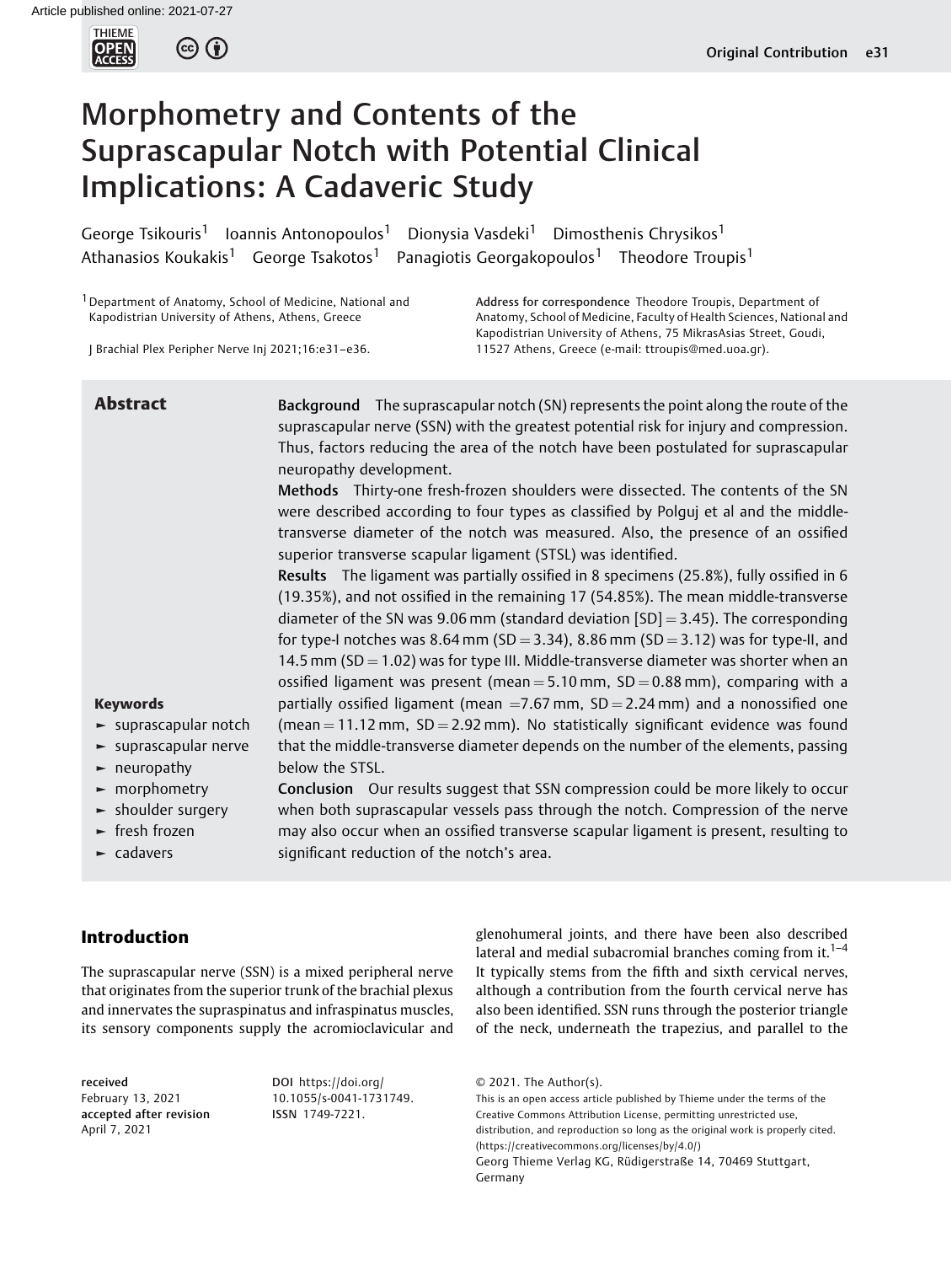# Morphometry and Contents of the Suprascapular Notch with Potential Clinical Implications: A Cadaveric Study

George Tsikouris[1] Ioannis Antonopoulos[1] Dionysia Vasdeki[1] Dimosthenis Chrysikos[1] Athanasios Koukakis[1] George Tsakotos[1] Panagiotis Georgakopoulos[1] Theodore Troupis[1]

[1] Department of Anatomy, School of Medicine, National and Kapodistrian University of Athens, Athens, Greece

J Brachial Plex Peripher Nerve Inj 2021;16:e31–e36.

Address for correspondence Theodore Troupis, Department of Anatomy, School of Medicine, Faculty of Health Sciences, National and Kapodistrian University of Athens, 75 MikrasAsias Street, Goudi, 11527 Athens, Greece (e-mail: ttroupis@med.uoa.gr).

## Abstract

**Background** The suprascapular notch (SN) represents the point along the route of the suprascapular nerve (SSN) with the greatest potential risk for injury and compression. Thus, factors reducing the area of the notch have been postulated for suprascapular neuropathy development.

**Methods** Thirty-one fresh-frozen shoulders were dissected. The contents of the SN were described according to four types as classified by Polguj et al and the middle-transverse diameter of the notch was measured. Also, the presence of an ossified superior transverse scapular ligament (STSL) was identified.

**Results** The ligament was partially ossified in 8 specimens (25.8%), fully ossified in 6 (19.35%), and not ossified in the remaining 17 (54.85%). The mean middle-transverse diameter of the SN was 9.06 mm (standard deviation [SD] = 3.45). The corresponding for type-I notches was 8.64 mm (SD = 3.34), 8.86 mm (SD = 3.12) was for type-II, and 14.5 mm (SD = 1.02) was for type III. Middle-transverse diameter was shorter when an ossified ligament was present (mean = 5.10 mm, SD = 0.88 mm), comparing with a partially ossified ligament (mean = 7.67 mm, SD = 2.24 mm) and a nonossified one (mean = 11.12 mm, SD = 2.92 mm). No statistically significant evidence was found that the middle-transverse diameter depends on the number of the elements, passing below the STSL.

**Conclusion** Our results suggest that SSN compression could be more likely to occur when both suprascapular vessels pass through the notch. Compression of the nerve may also occur when an ossified transverse scapular ligament is present, resulting to significant reduction of the notch's area.

**Keywords**

- suprascapular notch
- suprascapular nerve
- neuropathy
- morphometry
- shoulder surgery
- fresh frozen
- cadavers

## Introduction

The suprascapular nerve (SSN) is a mixed peripheral nerve that originates from the superior trunk of the brachial plexus and innervates the supraspinatus and infraspinatus muscles, its sensory components supply the acromioclavicular and glenohumeral joints, and there have been also described lateral and medial subacromial branches coming from it.[1–4] It typically stems from the fifth and sixth cervical nerves, although a contribution from the fourth cervical nerve has also been identified. SSN runs through the posterior triangle of the neck, underneath the trapezius, and parallel to the

received February 13, 2021
accepted after revision April 7, 2021

DOI https://doi.org/10.1055/s-0041-1731749.
ISSN 1749-7221.

© 2021. The Author(s).
This is an open access article published by Thieme under the terms of the Creative Commons Attribution License, permitting unrestricted use, distribution, and reproduction so long as the original work is properly cited. (https://creativecommons.org/licenses/by/4.0/)
Georg Thieme Verlag KG, Rüdigerstraße 14, 70469 Stuttgart, Germany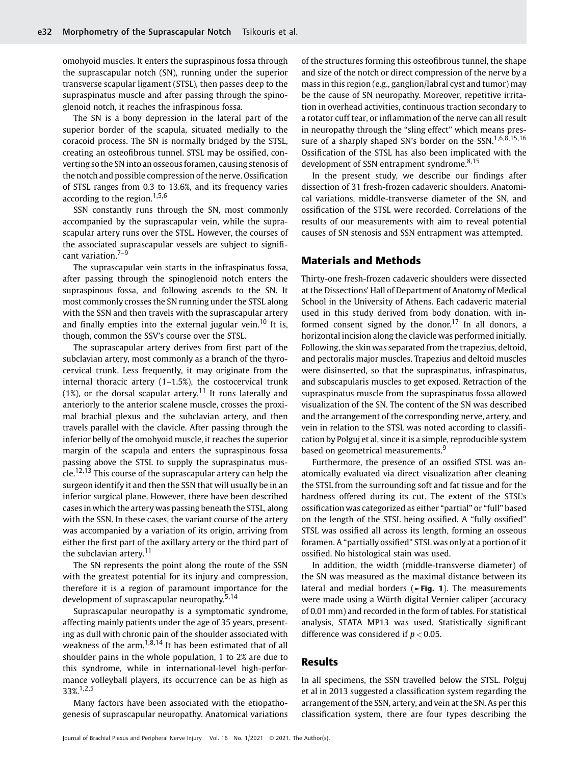omohyoid muscles. It enters the supraspinous fossa through the suprascapular notch (SN), running under the superior transverse scapular ligament (STSL), then passes deep to the supraspinatus muscle and after passing through the spinoglenoid notch, it reaches the infraspinous fossa.

The SN is a bony depression in the lateral part of the superior border of the scapula, situated medially to the coracoid process. The SN is normally bridged by the STSL, creating an osteofibrous tunnel. STSL may be ossified, converting so the SN into an osseous foramen, causing stenosis of the notch and possible compression of the nerve. Ossification of STSL ranges from 0.3 to 13.6%, and its frequency varies according to the region.[1,5,6]

SSN constantly runs through the SN, most commonly accompanied by the suprascapular vein, while the suprascapular artery runs over the STSL. However, the courses of the associated suprascapular vessels are subject to significant variation.[7–9]

The suprascapular vein starts in the infraspinatus fossa, after passing through the spinoglenoid notch enters the supraspinous fossa, and following ascends to the SN. It most commonly crosses the SN running under the STSL along with the SSN and then travels with the suprascapular artery and finally empties into the external jugular vein.[10] It is, though, common the SSV's course over the STSL.

The suprascapular artery derives from first part of the subclavian artery, most commonly as a branch of the thyrocervical trunk. Less frequently, it may originate from the internal thoracic artery (1–1.5%), the costocervical trunk (1%), or the dorsal scapular artery.[11] It runs laterally and anteriorly to the anterior scalene muscle, crosses the proximal brachial plexus and the subclavian artery, and then travels parallel with the clavicle. After passing through the inferior belly of the omohyoid muscle, it reaches the superior margin of the scapula and enters the supraspinous fossa passing above the STSL to supply the supraspinatus muscle.[12,13] This course of the suprascapular artery can help the surgeon identify it and then the SSN that will usually be in an inferior surgical plane. However, there have been described cases in which the artery was passing beneath the STSL, along with the SSN. In these cases, the variant course of the artery was accompanied by a variation of its origin, arriving from either the first part of the axillary artery or the third part of the subclavian artery.[11]

The SN represents the point along the route of the SSN with the greatest potential for its injury and compression, therefore it is a region of paramount importance for the development of suprascapular neuropathy.[5,14]

Suprascapular neuropathy is a symptomatic syndrome, affecting mainly patients under the age of 35 years, presenting as dull with chronic pain of the shoulder associated with weakness of the arm.[1,8,14] It has been estimated that of all shoulder pains in the whole population, 1 to 2% are due to this syndrome, while in international-level high-performance volleyball players, its occurrence can be as high as 33%.[1,2,5]

Many factors have been associated with the etiopathogenesis of suprascapular neuropathy. Anatomical variations of the structures forming this osteofibrous tunnel, the shape and size of the notch or direct compression of the nerve by a mass in this region (e.g., ganglion/labral cyst and tumor) may be the cause of SN neuropathy. Moreover, repetitive irritation in overhead activities, continuous traction secondary to a rotator cuff tear, or inflammation of the nerve can all result in neuropathy through the "sling effect" which means pressure of a sharply shaped SN's border on the SSN.[1,6,8,15,16] Ossification of the STSL has also been implicated with the development of SSN entrapment syndrome.[8,15]

In the present study, we describe our findings after dissection of 31 fresh-frozen cadaveric shoulders. Anatomical variations, middle-transverse diameter of the SN, and ossification of the STSL were recorded. Correlations of the results of our measurements with aim to reveal potential causes of SN stenosis and SSN entrapment was attempted.

## Materials and Methods

Thirty-one fresh-frozen cadaveric shoulders were dissected at the Dissections' Hall of Department of Anatomy of Medical School in the University of Athens. Each cadaveric material used in this study derived from body donation, with informed consent signed by the donor.[17] In all donors, a horizontal incision along the clavicle was performed initially. Following, the skin was separated from the trapezius, deltoid, and pectoralis major muscles. Trapezius and deltoid muscles were disinserted, so that the supraspinatus, infraspinatus, and subscapularis muscles to get exposed. Retraction of the supraspinatus muscle from the supraspinatus fossa allowed visualization of the SN. The content of the SN was described and the arrangement of the corresponding nerve, artery, and vein in relation to the STSL was noted according to classification by Polguj et al, since it is a simple, reproducible system based on geometrical measurements.[9]

Furthermore, the presence of an ossified STSL was anatomically evaluated via direct visualization after cleaning the STSL from the surrounding soft and fat tissue and for the hardness offered during its cut. The extent of the STSL's ossification was categorized as either "partial" or "full" based on the length of the STSL being ossified. A "fully ossified" STSL was ossified all across its length, forming an osseous foramen. A "partially ossified" STSL was only at a portion of it ossified. No histological stain was used.

In addition, the width (middle-transverse diameter) of the SN was measured as the maximal distance between its lateral and medial borders (►Fig. 1). The measurements were made using a Würth digital Vernier caliper (accuracy of 0.01 mm) and recorded in the form of tables. For statistical analysis, STATA MP13 was used. Statistically significant difference was considered if $p < 0.05$.

## Results

In all specimens, the SSN travelled below the STSL. Polguj et al in 2013 suggested a classification system regarding the arrangement of the SSN, artery, and vein at the SN. As per this classification system, there are four types describing the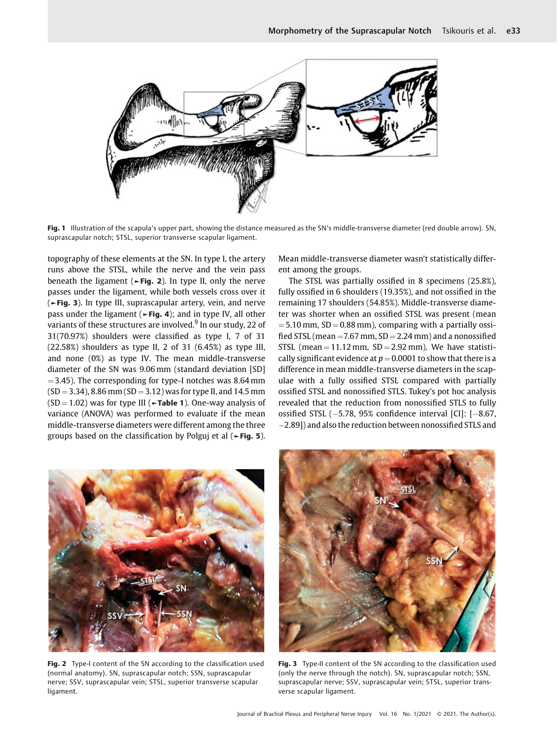Fig. 1 Illustration of the scapula's upper part, showing the distance measured as the SN's middle-transverse diameter (red double arrow). SN, suprascapular notch; STSL, superior transverse scapular ligament.

topography of these elements at the SN. In type I, the artery runs above the STSL, while the nerve and the vein pass beneath the ligament (►Fig. 2). In type II, only the nerve passes under the ligament, while both vessels cross over it (►Fig. 3). In type III, suprascapular artery, vein, and nerve pass under the ligament (►Fig. 4); and in type IV, all other variants of these structures are involved.[9] In our study, 22 of 31(70.97%) shoulders were classified as type I, 7 of 31 (22.58%) shoulders as type II, 2 of 31 (6.45%) as type III, and none (0%) as type IV. The mean middle-transverse diameter of the SN was 9.06 mm (standard deviation [SD] = 3.45). The corresponding for type-I notches was 8.64 mm (SD = 3.34), 8.86 mm (SD = 3.12) was for type II, and 14.5 mm (SD = 1.02) was for type III (►Table 1). One-way analysis of variance (ANOVA) was performed to evaluate if the mean middle-transverse diameters were different among the three groups based on the classification by Polguj et al (►Fig. 5). Mean middle-transverse diameter wasn't statistically different among the groups.

The STSL was partially ossified in 8 specimens (25.8%), fully ossified in 6 shoulders (19.35%), and not ossified in the remaining 17 shoulders (54.85%). Middle-transverse diameter was shorter when an ossified STSL was present (mean = 5.10 mm, SD = 0.88 mm), comparing with a partially ossified STSL (mean =7.67 mm, SD = 2.24 mm) and a nonossified STSL (mean = 11.12 mm, SD = 2.92 mm). We have statistically significant evidence at $p = 0.0001$ to show that there is a difference in mean middle-transverse diameters in the scapulae with a fully ossified STSL compared with partially ossified STSL and nonossified STLS. Tukey's pot hoc analysis revealed that the reduction from nonossified STLS to fully ossified STSL (−5.78, 95% confidence interval [CI]: [−8.67, −2.89]) and also the reduction between nonossified STLS and

Fig. 2 Type-I content of the SN according to the classification used (normal anatomy). SN, suprascapular notch; SSN, suprascapular nerve; SSV, suprascapular vein; STSL, superior transverse scapular ligament.

Fig. 3 Type-II content of the SN according to the classification used (only the nerve through the notch). SN, suprascapular notch; SSN, suprascapular nerve; SSV, suprascapular vein; STSL, superior transverse scapular ligament.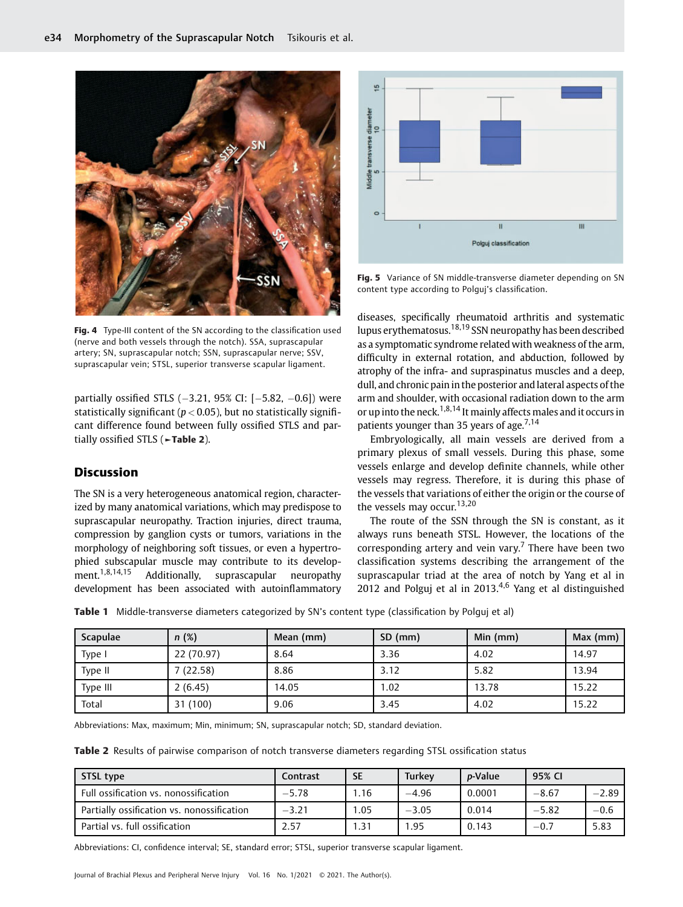Fig. 4 Type-III content of the SN according to the classification used (nerve and both vessels through the notch). SSA, suprascapular artery; SN, suprascapular notch; SSN, suprascapular nerve; SSV, suprascapular vein; STSL, superior transverse scapular ligament.

Fig. 5 Variance of SN middle-transverse diameter depending on SN content type according to Polguj's classification.

partially ossified STLS (−3.21, 95% CI: [−5.82, −0.6]) were statistically significant ($p < 0.05$), but no statistically significant difference found between fully ossified STLS and partially ossified STLS (►Table 2).

## Discussion

The SN is a very heterogeneous anatomical region, characterized by many anatomical variations, which may predispose to suprascapular neuropathy. Traction injuries, direct trauma, compression by ganglion cysts or tumors, variations in the morphology of neighboring soft tissues, or even a hypertrophied subscapular muscle may contribute to its development.[1,8,14,15] Additionally, suprascapular neuropathy development has been associated with autoinflammatory diseases, specifically rheumatoid arthritis and systematic lupus erythematosus.[18,19] SSN neuropathy has been described as a symptomatic syndrome related with weakness of the arm, difficulty in external rotation, and abduction, followed by atrophy of the infra- and supraspinatus muscles and a deep, dull, and chronic pain in the posterior and lateral aspects of the arm and shoulder, with occasional radiation down to the arm or up into the neck.[1,8,14] It mainly affects males and it occurs in patients younger than 35 years of age.[7,14]

Embryologically, all main vessels are derived from a primary plexus of small vessels. During this phase, some vessels enlarge and develop definite channels, while other vessels may regress. Therefore, it is during this phase of the vessels that variations of either the origin or the course of the vessels may occur.[13,20]

The route of the SSN through the SN is constant, as it always runs beneath STSL. However, the locations of the corresponding artery and vein vary.[7] There have been two classification systems describing the arrangement of the suprascapular triad at the area of notch by Yang et al in 2012 and Polguj et al in 2013.[4,6] Yang et al distinguished

Table 1 Middle-transverse diameters categorized by SN's content type (classification by Polguj et al)

| Scapulae | n (%) | Mean (mm) | SD (mm) | Min (mm) | Max (mm) |
|---|---|---|---|---|---|
| Type I | 22 (70.97) | 8.64 | 3.36 | 4.02 | 14.97 |
| Type II | 7 (22.58) | 8.86 | 3.12 | 5.82 | 13.94 |
| Type III | 2 (6.45) | 14.05 | 1.02 | 13.78 | 15.22 |
| Total | 31 (100) | 9.06 | 3.45 | 4.02 | 15.22 |

Abbreviations: Max, maximum; Min, minimum; SN, suprascapular notch; SD, standard deviation.

Table 2 Results of pairwise comparison of notch transverse diameters regarding STSL ossification status

| STSL type | Contrast | SE | Turkey | p-Value | 95% CI | |
|---|---|---|---|---|---|---|
| Full ossification vs. nonossification | −5.78 | 1.16 | −4.96 | 0.0001 | −8.67 | −2.89 |
| Partially ossification vs. nonossification | −3.21 | 1.05 | −3.05 | 0.014 | −5.82 | −0.6 |
| Partial vs. full ossification | 2.57 | 1.31 | 1.95 | 0.143 | −0.7 | 5.83 |

Abbreviations: CI, confidence interval; SE, standard error; STSL, superior transverse scapular ligament.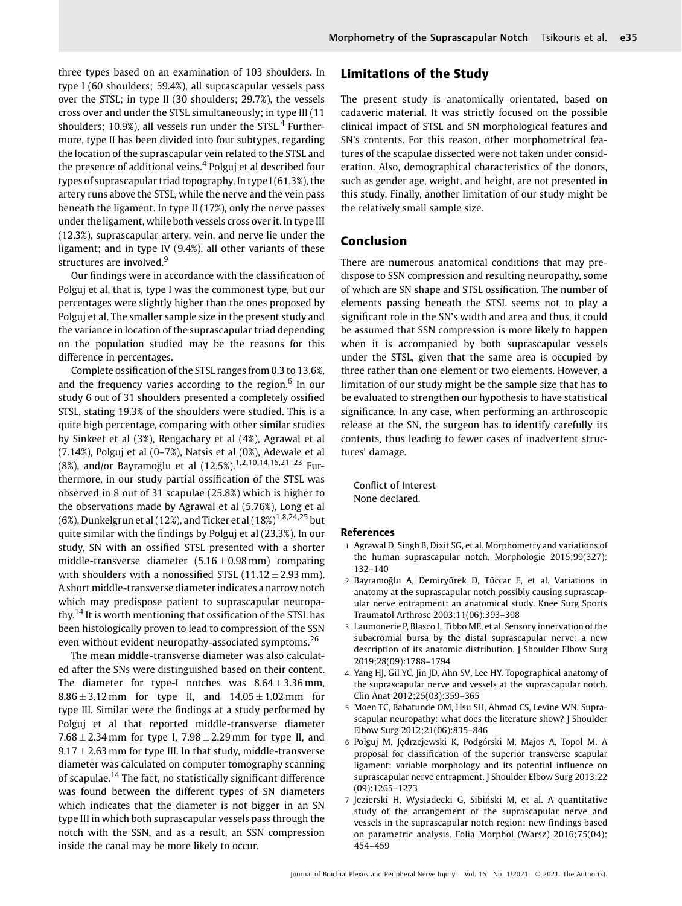three types based on an examination of 103 shoulders. In type I (60 shoulders; 59.4%), all suprascapular vessels pass over the STSL; in type II (30 shoulders; 29.7%), the vessels cross over and under the STSL simultaneously; in type III (11 shoulders; 10.9%), all vessels run under the STSL.[4] Furthermore, type II has been divided into four subtypes, regarding the location of the suprascapular vein related to the STSL and the presence of additional veins.[4] Polguj et al described four types of suprascapular triad topography. In type I (61.3%), the artery runs above the STSL, while the nerve and the vein pass beneath the ligament. In type II (17%), only the nerve passes under the ligament, while both vessels cross over it. In type III (12.3%), suprascapular artery, vein, and nerve lie under the ligament; and in type IV (9.4%), all other variants of these structures are involved.[9]

Our findings were in accordance with the classification of Polguj et al, that is, type I was the commonest type, but our percentages were slightly higher than the ones proposed by Polguj et al. The smaller sample size in the present study and the variance in location of the suprascapular triad depending on the population studied may be the reasons for this difference in percentages.

Complete ossification of the STSL ranges from 0.3 to 13.6%, and the frequency varies according to the region.[6] In our study 6 out of 31 shoulders presented a completely ossified STSL, stating 19.3% of the shoulders were studied. This is a quite high percentage, comparing with other similar studies by Sinkeet et al (3%), Rengachary et al (4%), Agrawal et al (7.14%), Polguj et al (0–7%), Natsis et al (0%), Adewale et al (8%), and/or Bayramoğlu et al (12.5%).[1,2,10,14,16,21–23] Furthermore, in our study partial ossification of the STSL was observed in 8 out of 31 scapulae (25.8%) which is higher to the observations made by Agrawal et al (5.76%), Long et al (6%), Dunkelgrun et al (12%), and Ticker et al (18%)[1,8,24,25] but quite similar with the findings by Polguj et al (23.3%). In our study, SN with an ossified STSL presented with a shorter middle-transverse diameter ($5.16 \pm 0.98$ mm) comparing with shoulders with a nonossified STSL ($11.12 \pm 2.93$ mm). A short middle-transverse diameter indicates a narrow notch which may predispose patient to suprascapular neuropathy.[14] It is worth mentioning that ossification of the STSL has been histologically proven to lead to compression of the SSN even without evident neuropathy-associated symptoms.[26]

The mean middle-transverse diameter was also calculated after the SNs were distinguished based on their content. The diameter for type-I notches was $8.64 \pm 3.36$ mm, $8.86 \pm 3.12$ mm for type II, and $14.05 \pm 1.02$ mm for type III. Similar were the findings at a study performed by Polguj et al that reported middle-transverse diameter $7.68 \pm 2.34$ mm for type I, $7.98 \pm 2.29$ mm for type II, and $9.17 \pm 2.63$ mm for type III. In that study, middle-transverse diameter was calculated on computer tomography scanning of scapulae.[14] The fact, no statistically significant difference was found between the different types of SN diameters which indicates that the diameter is not bigger in an SN type III in which both suprascapular vessels pass through the notch with the SSN, and as a result, an SSN compression inside the canal may be more likely to occur.

## Limitations of the Study

The present study is anatomically orientated, based on cadaveric material. It was strictly focused on the possible clinical impact of STSL and SN morphological features and SN's contents. For this reason, other morphometrical features of the scapulae dissected were not taken under consideration. Also, demographical characteristics of the donors, such as gender age, weight, and height, are not presented in this study. Finally, another limitation of our study might be the relatively small sample size.

## Conclusion

There are numerous anatomical conditions that may predispose to SSN compression and resulting neuropathy, some of which are SN shape and STSL ossification. The number of elements passing beneath the STSL seems not to play a significant role in the SN's width and area and thus, it could be assumed that SSN compression is more likely to happen when it is accompanied by both suprascapular vessels under the STSL, given that the same area is occupied by three rather than one element or two elements. However, a limitation of our study might be the sample size that has to be evaluated to strengthen our hypothesis to have statistical significance. In any case, when performing an arthroscopic release at the SN, the surgeon has to identify carefully its contents, thus leading to fewer cases of inadvertent structures' damage.

Conflict of Interest
None declared.

## References

1. Agrawal D, Singh B, Dixit SG, et al. Morphometry and variations of the human suprascapular notch. Morphologie 2015;99(327):132–140
2. Bayramoğlu A, Demiryürek D, Tüccar E, et al. Variations in anatomy at the suprascapular notch possibly causing suprascapular nerve entrapment: an anatomical study. Knee Surg Sports Traumatol Arthrosc 2003;11(06):393–398
3. Laumonerie P, Blasco L, Tibbo ME, et al. Sensory innervation of the subacromial bursa by the distal suprascapular nerve: a new description of its anatomic distribution. J Shoulder Elbow Surg 2019;28(09):1788–1794
4. Yang HJ, Gil YC, Jin JD, Ahn SV, Lee HY. Topographical anatomy of the suprascapular nerve and vessels at the suprascapular notch. Clin Anat 2012;25(03):359–365
5. Moen TC, Babatunde OM, Hsu SH, Ahmad CS, Levine WN. Suprascapular neuropathy: what does the literature show? J Shoulder Elbow Surg 2012;21(06):835–846
6. Polguj M, Jędrzejewski K, Podgórski M, Majos A, Topol M. A proposal for classification of the superior transverse scapular ligament: variable morphology and its potential influence on suprascapular nerve entrapment. J Shoulder Elbow Surg 2013;22(09):1265–1273
7. Jezierski H, Wysiadecki G, Sibiński M, et al. A quantitative study of the arrangement of the suprascapular nerve and vessels in the suprascapular notch region: new findings based on parametric analysis. Folia Morphol (Warsz) 2016;75(04):454–459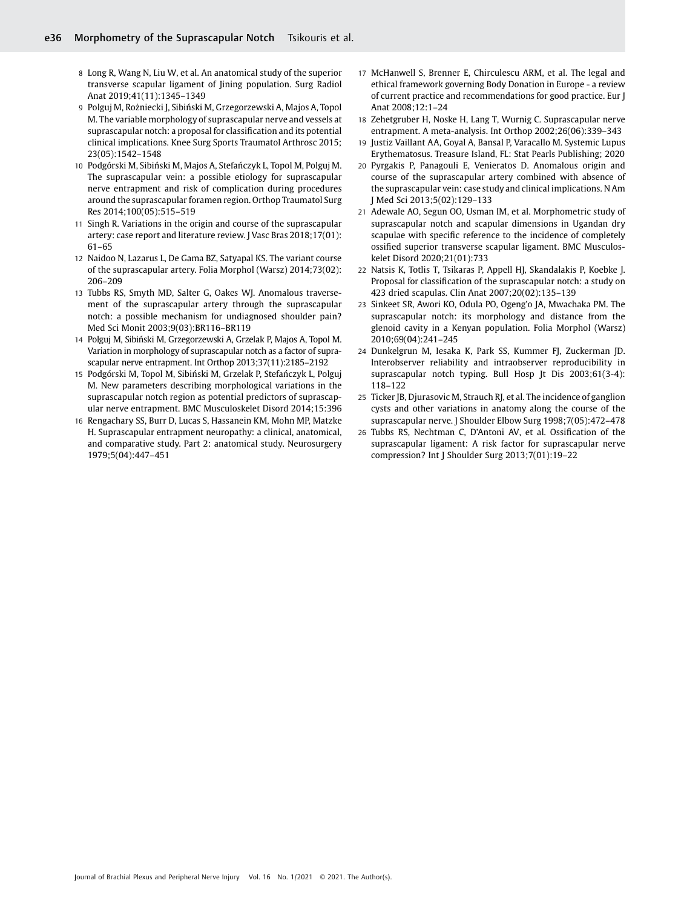8 Long R, Wang N, Liu W, et al. An anatomical study of the superior transverse scapular ligament of Jining population. Surg Radiol Anat 2019;41(11):1345–1349

9 Polguj M, Rożniecki J, Sibiński M, Grzegorzewski A, Majos A, Topol M. The variable morphology of suprascapular nerve and vessels at suprascapular notch: a proposal for classification and its potential clinical implications. Knee Surg Sports Traumatol Arthrosc 2015; 23(05):1542–1548

10 Podgórski M, Sibiński M, Majos A, Stefańczyk L, Topol M, Polguj M. The suprascapular vein: a possible etiology for suprascapular nerve entrapment and risk of complication during procedures around the suprascapular foramen region. Orthop Traumatol Surg Res 2014;100(05):515–519

11 Singh R. Variations in the origin and course of the suprascapular artery: case report and literature review. J Vasc Bras 2018;17(01): 61–65

12 Naidoo N, Lazarus L, De Gama BZ, Satyapal KS. The variant course of the suprascapular artery. Folia Morphol (Warsz) 2014;73(02): 206–209

13 Tubbs RS, Smyth MD, Salter G, Oakes WJ. Anomalous traversement of the suprascapular artery through the suprascapular notch: a possible mechanism for undiagnosed shoulder pain? Med Sci Monit 2003;9(03):BR116–BR119

14 Polguj M, Sibiński M, Grzegorzewski A, Grzelak P, Majos A, Topol M. Variation in morphology of suprascapular notch as a factor of suprascapular nerve entrapment. Int Orthop 2013;37(11):2185–2192

15 Podgórski M, Topol M, Sibiński M, Grzelak P, Stefańczyk L, Polguj M. New parameters describing morphological variations in the suprascapular notch region as potential predictors of suprascapular nerve entrapment. BMC Musculoskelet Disord 2014;15:396

16 Rengachary SS, Burr D, Lucas S, Hassanein KM, Mohn MP, Matzke H. Suprascapular entrapment neuropathy: a clinical, anatomical, and comparative study. Part 2: anatomical study. Neurosurgery 1979;5(04):447–451

17 McHanwell S, Brenner E, Chirculescu ARM, et al. The legal and ethical framework governing Body Donation in Europe - a review of current practice and recommendations for good practice. Eur J Anat 2008;12:1–24

18 Zehetgruber H, Noske H, Lang T, Wurnig C. Suprascapular nerve entrapment. A meta-analysis. Int Orthop 2002;26(06):339–343

19 Justiz Vaillant AA, Goyal A, Bansal P, Varacallo M. Systemic Lupus Erythematosus. Treasure Island, FL: Stat Pearls Publishing; 2020

20 Pyrgakis P, Panagouli E, Venieratos D. Anomalous origin and course of the suprascapular artery combined with absence of the suprascapular vein: case study and clinical implications. N Am J Med Sci 2013;5(02):129–133

21 Adewale AO, Segun OO, Usman IM, et al. Morphometric study of suprascapular notch and scapular dimensions in Ugandan dry scapulae with specific reference to the incidence of completely ossified superior transverse scapular ligament. BMC Musculoskelet Disord 2020;21(01):733

22 Natsis K, Totlis T, Tsikaras P, Appell HJ, Skandalakis P, Koebke J. Proposal for classification of the suprascapular notch: a study on 423 dried scapulas. Clin Anat 2007;20(02):135–139

23 Sinkeet SR, Awori KO, Odula PO, Ogeng'o JA, Mwachaka PM. The suprascapular notch: its morphology and distance from the glenoid cavity in a Kenyan population. Folia Morphol (Warsz) 2010;69(04):241–245

24 Dunkelgrun M, Iesaka K, Park SS, Kummer FJ, Zuckerman JD. Interobserver reliability and intraobserver reproducibility in suprascapular notch typing. Bull Hosp Jt Dis 2003;61(3-4): 118–122

25 Ticker JB, Djurasovic M, Strauch RJ, et al. The incidence of ganglion cysts and other variations in anatomy along the course of the suprascapular nerve. J Shoulder Elbow Surg 1998;7(05):472–478

26 Tubbs RS, Nechtman C, D'Antoni AV, et al. Ossification of the suprascapular ligament: A risk factor for suprascapular nerve compression? Int J Shoulder Surg 2013;7(01):19–22